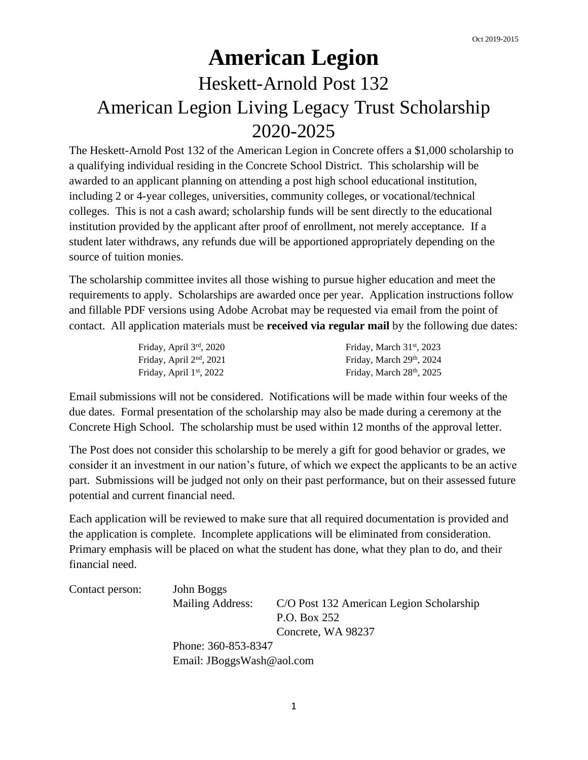Oct 2019-2015

# American Legion

## Heskett-Arnold Post 132

## American Legion Living Legacy Trust Scholarship

## 2020-2025

The Heskett-Arnold Post 132 of the American Legion in Concrete offers a $1,000 scholarship to a qualifying individual residing in the Concrete School District. This scholarship will be awarded to an applicant planning on attending a post high school educational institution, including 2 or 4-year colleges, universities, community colleges, or vocational/technical colleges. This is not a cash award; scholarship funds will be sent directly to the educational institution provided by the applicant after proof of enrollment, not merely acceptance. If a student later withdraws, any refunds due will be apportioned appropriately depending on the source of tuition monies.

The scholarship committee invites all those wishing to pursue higher education and meet the requirements to apply. Scholarships are awarded once per year. Application instructions follow and fillable PDF versions using Adobe Acrobat may be requested via email from the point of contact. All application materials must be **received via regular mail** by the following due dates:

| | |
|---|---|
| Friday, April 3rd, 2020 | Friday, March 31st, 2023 |
| Friday, April 2nd, 2021 | Friday, March 29th, 2024 |
| Friday, April 1st, 2022 | Friday, March 28th, 2025 |

Email submissions will not be considered. Notifications will be made within four weeks of the due dates. Formal presentation of the scholarship may also be made during a ceremony at the Concrete High School. The scholarship must be used within 12 months of the approval letter.

The Post does not consider this scholarship to be merely a gift for good behavior or grades, we consider it an investment in our nation's future, of which we expect the applicants to be an active part. Submissions will be judged not only on their past performance, but on their assessed future potential and current financial need.

Each application will be reviewed to make sure that all required documentation is provided and the application is complete. Incomplete applications will be eliminated from consideration. Primary emphasis will be placed on what the student has done, what they plan to do, and their financial need.

Contact person: John Boggs

Mailing Address: C/O Post 132 American Legion Scholarship
P.O. Box 252
Concrete, WA 98237

Phone: 360-853-8347

Email: JBoggsWash@aol.com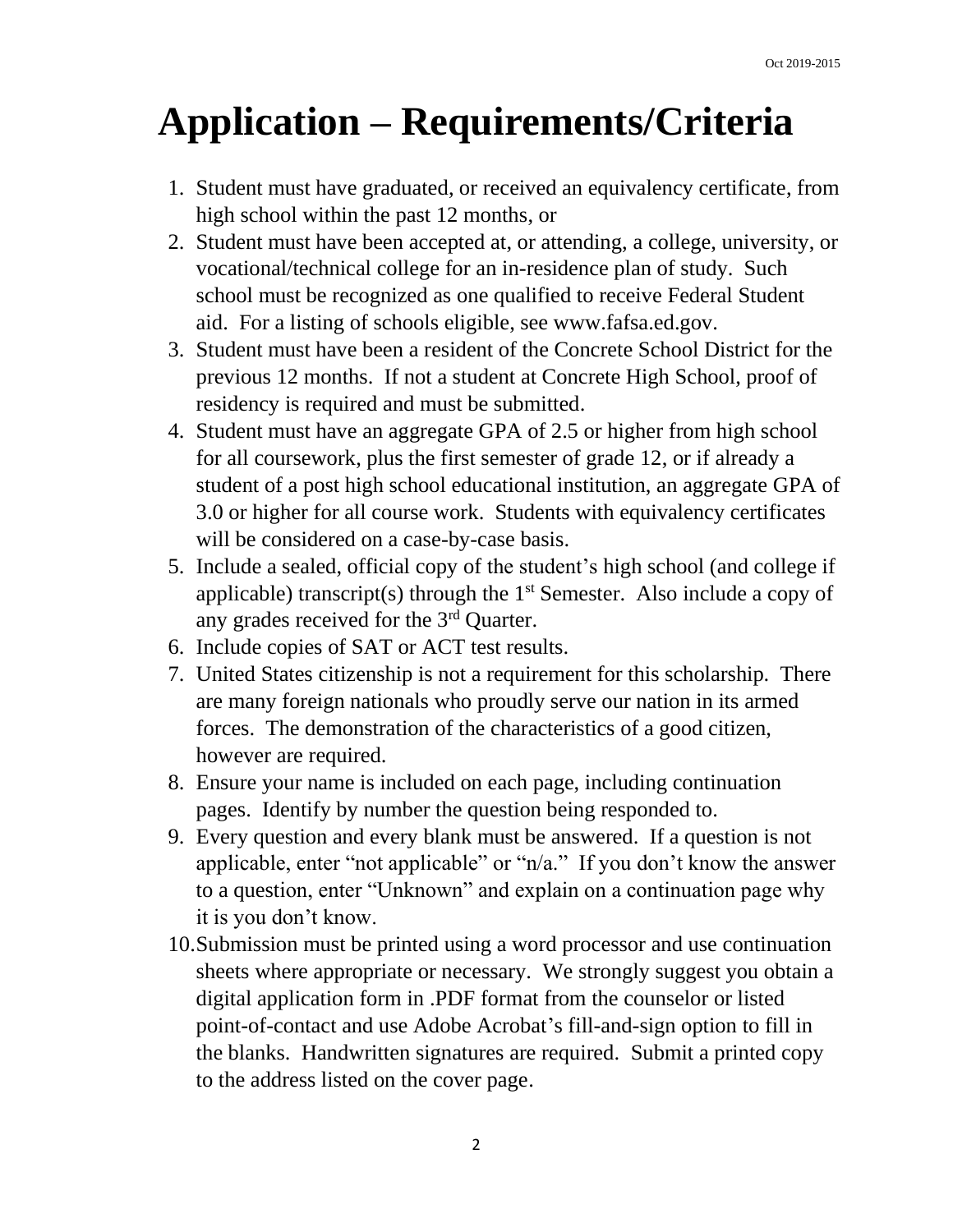# Application – Requirements/Criteria

1. Student must have graduated, or received an equivalency certificate, from high school within the past 12 months, or
2. Student must have been accepted at, or attending, a college, university, or vocational/technical college for an in-residence plan of study. Such school must be recognized as one qualified to receive Federal Student aid. For a listing of schools eligible, see www.fafsa.ed.gov.
3. Student must have been a resident of the Concrete School District for the previous 12 months. If not a student at Concrete High School, proof of residency is required and must be submitted.
4. Student must have an aggregate GPA of 2.5 or higher from high school for all coursework, plus the first semester of grade 12, or if already a student of a post high school educational institution, an aggregate GPA of 3.0 or higher for all course work. Students with equivalency certificates will be considered on a case-by-case basis.
5. Include a sealed, official copy of the student's high school (and college if applicable) transcript(s) through the 1st Semester. Also include a copy of any grades received for the 3rd Quarter.
6. Include copies of SAT or ACT test results.
7. United States citizenship is not a requirement for this scholarship. There are many foreign nationals who proudly serve our nation in its armed forces. The demonstration of the characteristics of a good citizen, however are required.
8. Ensure your name is included on each page, including continuation pages. Identify by number the question being responded to.
9. Every question and every blank must be answered. If a question is not applicable, enter "not applicable" or "n/a." If you don't know the answer to a question, enter "Unknown" and explain on a continuation page why it is you don't know.
10. Submission must be printed using a word processor and use continuation sheets where appropriate or necessary. We strongly suggest you obtain a digital application form in .PDF format from the counselor or listed point-of-contact and use Adobe Acrobat's fill-and-sign option to fill in the blanks. Handwritten signatures are required. Submit a printed copy to the address listed on the cover page.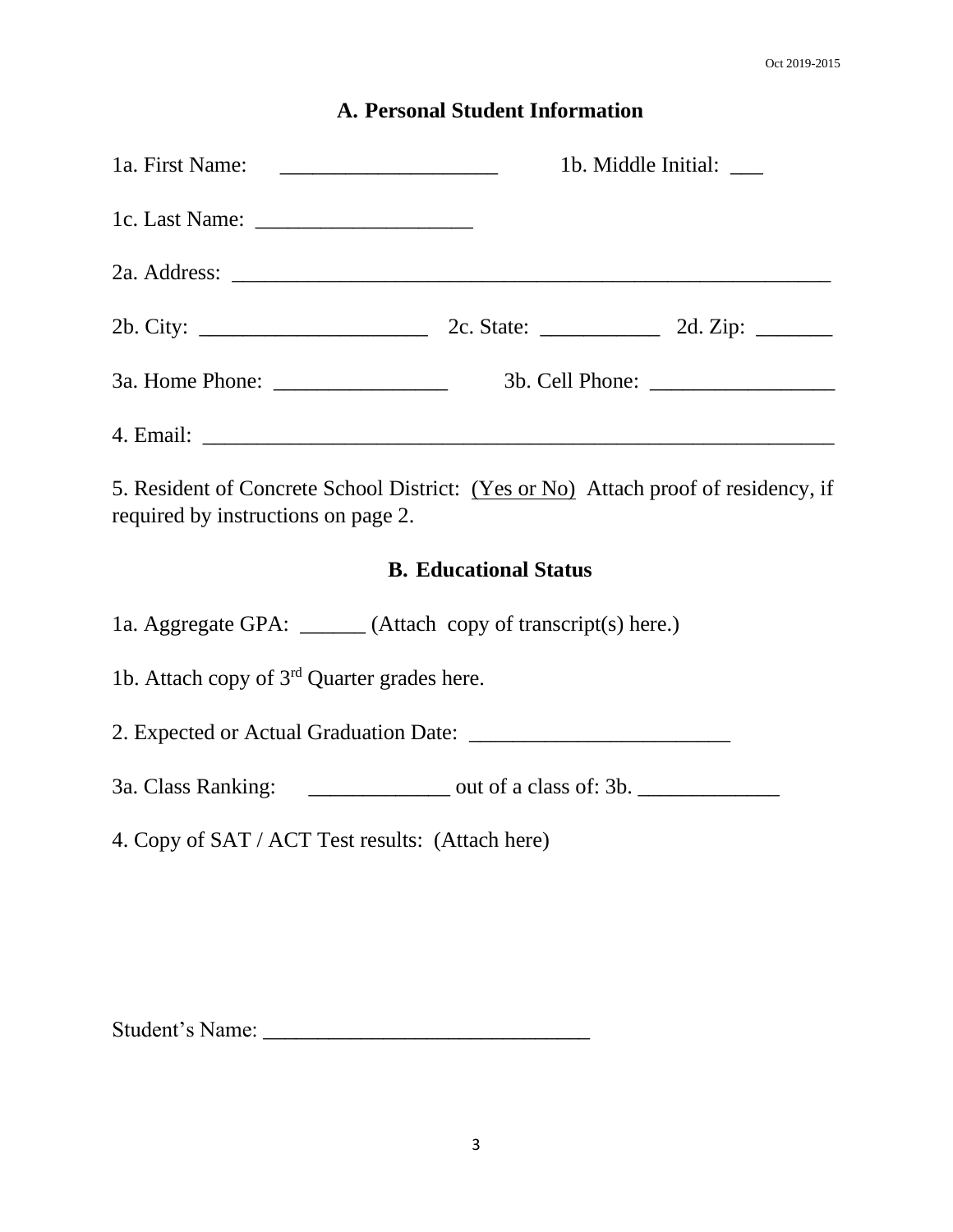## A. Personal Student Information

1a. First Name: ____________________ 1b. Middle Initial: ___

1c. Last Name: ____________________

2a. Address: ________________________________________________________

2b. City: _____________________ 2c. State: ___________ 2d. Zip: _______

3a. Home Phone: ________________ 3b. Cell Phone: _________________

4. Email: ___________________________________________________________

5. Resident of Concrete School District: <u>(Yes or No)</u> Attach proof of residency, if required by instructions on page 2.

## B. Educational Status

1a. Aggregate GPA: ______ (Attach copy of transcript(s) here.)

1b. Attach copy of 3rd Quarter grades here.

2. Expected or Actual Graduation Date: ________________________

3a. Class Ranking: _____________ out of a class of: 3b. _____________

4. Copy of SAT / ACT Test results: (Attach here)

Student's Name: ______________________________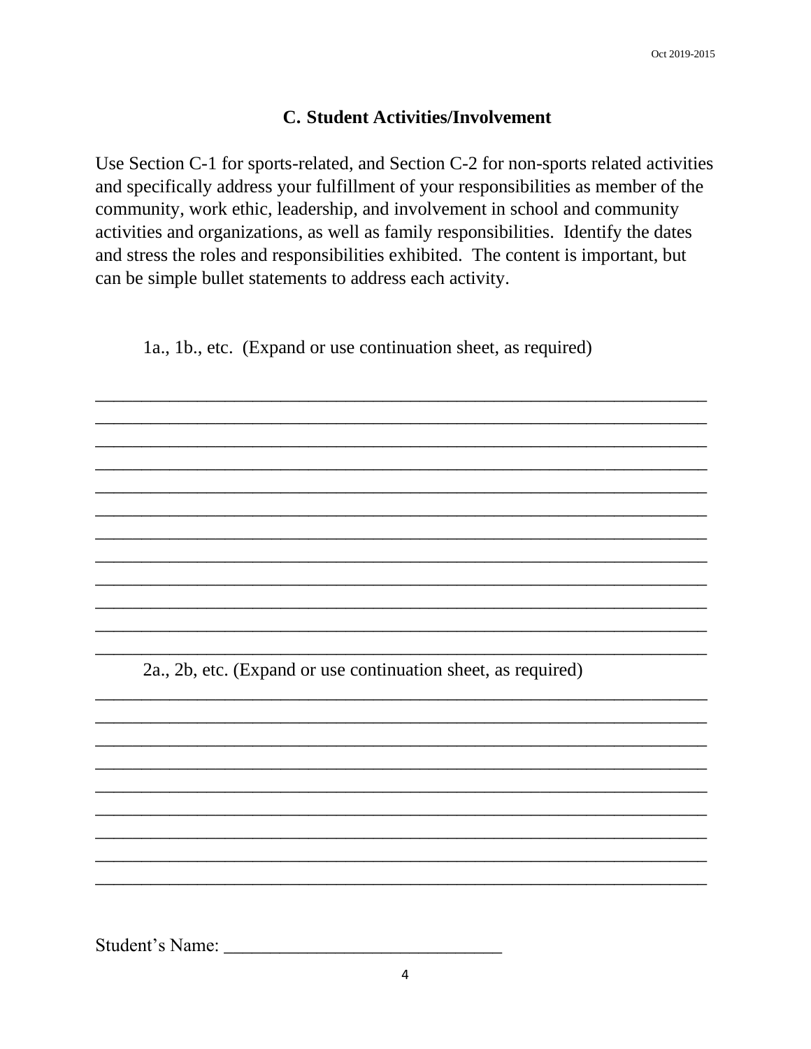## C. Student Activities/Involvement

Use Section C-1 for sports-related, and Section C-2 for non-sports related activities and specifically address your fulfillment of your responsibilities as member of the community, work ethic, leadership, and involvement in school and community activities and organizations, as well as family responsibilities. Identify the dates and stress the roles and responsibilities exhibited. The content is important, but can be simple bullet statements to address each activity.

1a., 1b., etc. (Expand or use continuation sheet, as required)

______________________________________________________________________
______________________________________________________________________
______________________________________________________________________
______________________________________________________________________
______________________________________________________________________
______________________________________________________________________
______________________________________________________________________
______________________________________________________________________
______________________________________________________________________
______________________________________________________________________
______________________________________________________________________
______________________________________________________________________

2a., 2b, etc. (Expand or use continuation sheet, as required)

______________________________________________________________________
______________________________________________________________________
______________________________________________________________________
______________________________________________________________________
______________________________________________________________________
______________________________________________________________________
______________________________________________________________________
______________________________________________________________________
______________________________________________________________________

Student's Name: ______________________________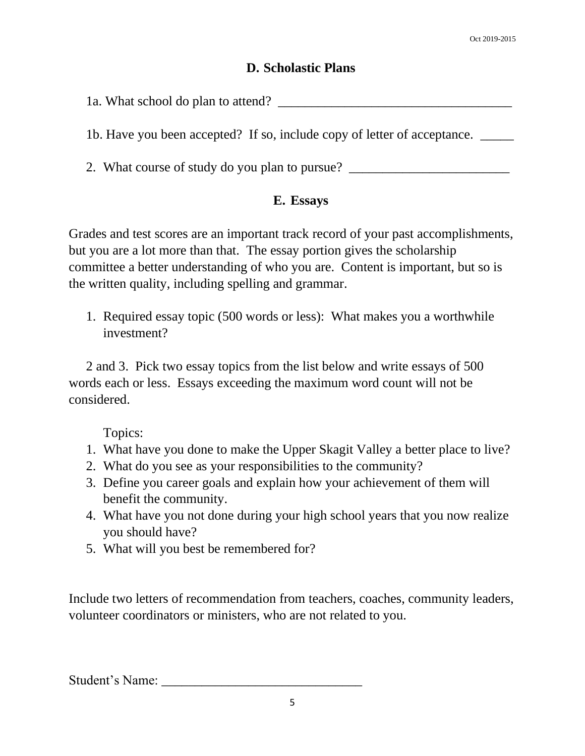## D. Scholastic Plans

1a. What school do plan to attend? ___________________________________

1b. Have you been accepted? If so, include copy of letter of acceptance. _____

2. What course of study do you plan to pursue? ________________________

## E. Essays

Grades and test scores are an important track record of your past accomplishments, but you are a lot more than that. The essay portion gives the scholarship committee a better understanding of who you are. Content is important, but so is the written quality, including spelling and grammar.

1. Required essay topic (500 words or less): What makes you a worthwhile investment?

2 and 3. Pick two essay topics from the list below and write essays of 500 words each or less. Essays exceeding the maximum word count will not be considered.

Topics:

1. What have you done to make the Upper Skagit Valley a better place to live?
2. What do you see as your responsibilities to the community?
3. Define you career goals and explain how your achievement of them will benefit the community.
4. What have you not done during your high school years that you now realize you should have?
5. What will you best be remembered for?

Include two letters of recommendation from teachers, coaches, community leaders, volunteer coordinators or ministers, who are not related to you.

Student's Name: ______________________________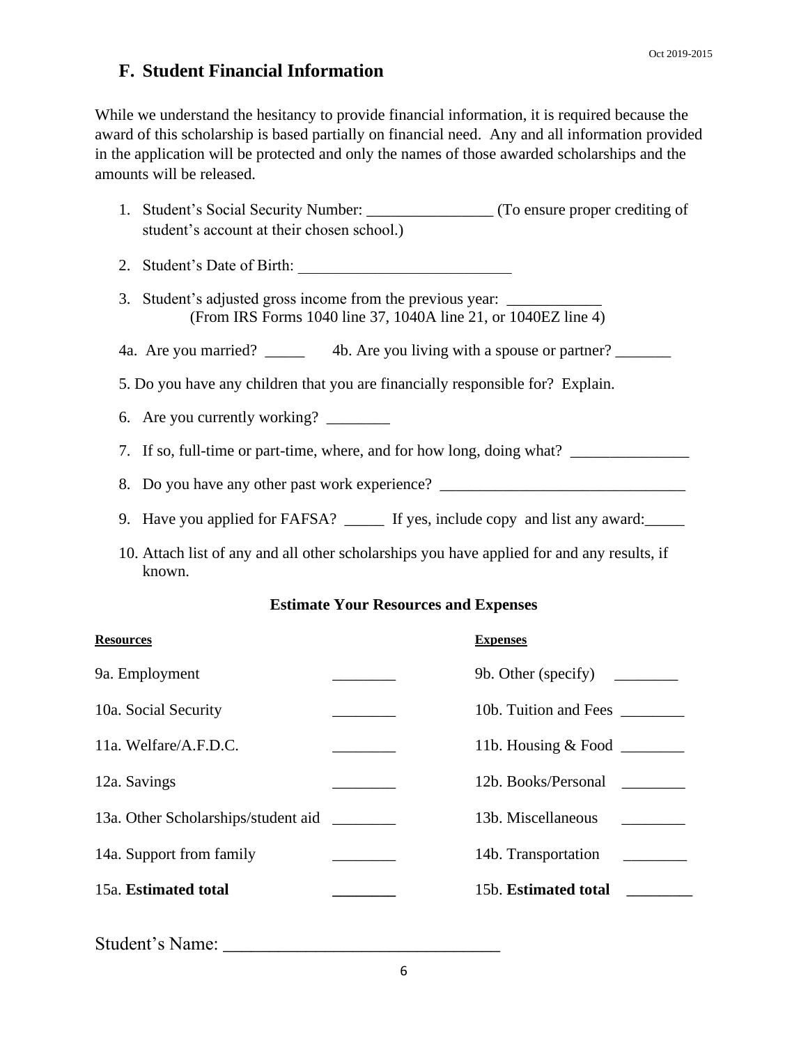## F. Student Financial Information

While we understand the hesitancy to provide financial information, it is required because the award of this scholarship is based partially on financial need. Any and all information provided in the application will be protected and only the names of those awarded scholarships and the amounts will be released.

1. Student's Social Security Number: ________________ (To ensure proper crediting of student's account at their chosen school.)
2. Student's Date of Birth: ___________________________
3. Student's adjusted gross income from the previous year: ____________
   (From IRS Forms 1040 line 37, 1040A line 21, or 1040EZ line 4)

4a. Are you married? _____ 4b. Are you living with a spouse or partner? _______

5. Do you have any children that you are financially responsible for? Explain.

6. Are you currently working? ________
7. If so, full-time or part-time, where, and for how long, doing what? _______________
8. Do you have any other past work experience? _______________________________
9. Have you applied for FAFSA? _____ If yes, include copy and list any award:_____
10. Attach list of any and all other scholarships you have applied for and any results, if known.

**Estimate Your Resources and Expenses**

| **Resources** | | **Expenses** | |
|---|---|---|---|
| 9a. Employment | ________ | 9b. Other (specify) | ________ |
| 10a. Social Security | ________ | 10b. Tuition and Fees | ________ |
| 11a. Welfare/A.F.D.C. | ________ | 11b. Housing & Food | ________ |
| 12a. Savings | ________ | 12b. Books/Personal | ________ |
| 13a. Other Scholarships/student aid | ________ | 13b. Miscellaneous | ________ |
| 14a. Support from family | ________ | 14b. Transportation | ________ |
| 15a. **Estimated total** | ________ | 15b. **Estimated total** | ________ |

Student's Name: ______________________________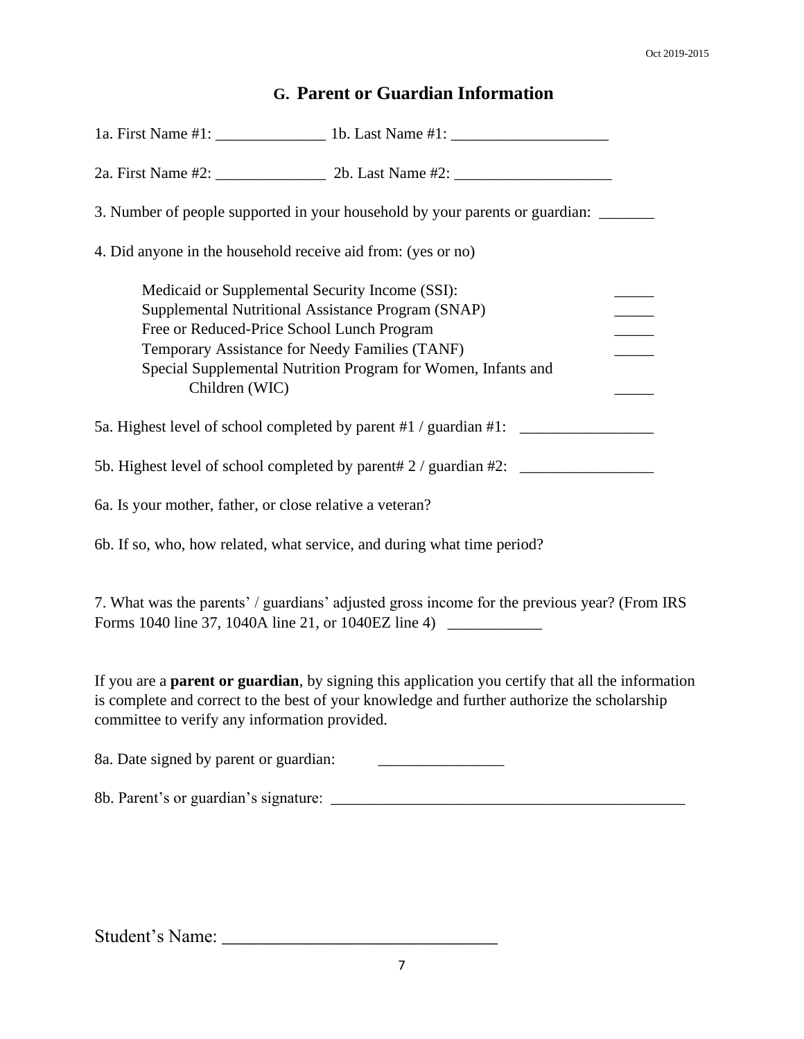## G. Parent or Guardian Information

1a. First Name #1: ______________ 1b. Last Name #1: ____________________

2a. First Name #2: ______________ 2b. Last Name #2: ____________________

3. Number of people supported in your household by your parents or guardian: _______

4. Did anyone in the household receive aid from: (yes or no)

| | |
|---|---|
| Medicaid or Supplemental Security Income (SSI): | _____ |
| Supplemental Nutritional Assistance Program (SNAP) | _____ |
| Free or Reduced-Price School Lunch Program | _____ |
| Temporary Assistance for Needy Families (TANF) | _____ |
| Special Supplemental Nutrition Program for Women, Infants and Children (WIC) | _____ |

5a. Highest level of school completed by parent #1 / guardian #1: _________________

5b. Highest level of school completed by parent# 2 / guardian #2: _________________

6a. Is your mother, father, or close relative a veteran?

6b. If so, who, how related, what service, and during what time period?

7. What was the parents' / guardians' adjusted gross income for the previous year? (From IRS Forms 1040 line 37, 1040A line 21, or 1040EZ line 4) ____________

If you are a **parent or guardian**, by signing this application you certify that all the information is complete and correct to the best of your knowledge and further authorize the scholarship committee to verify any information provided.

8a. Date signed by parent or guardian: ________________

8b. Parent's or guardian's signature: _____________________________________________

Student's Name: ______________________________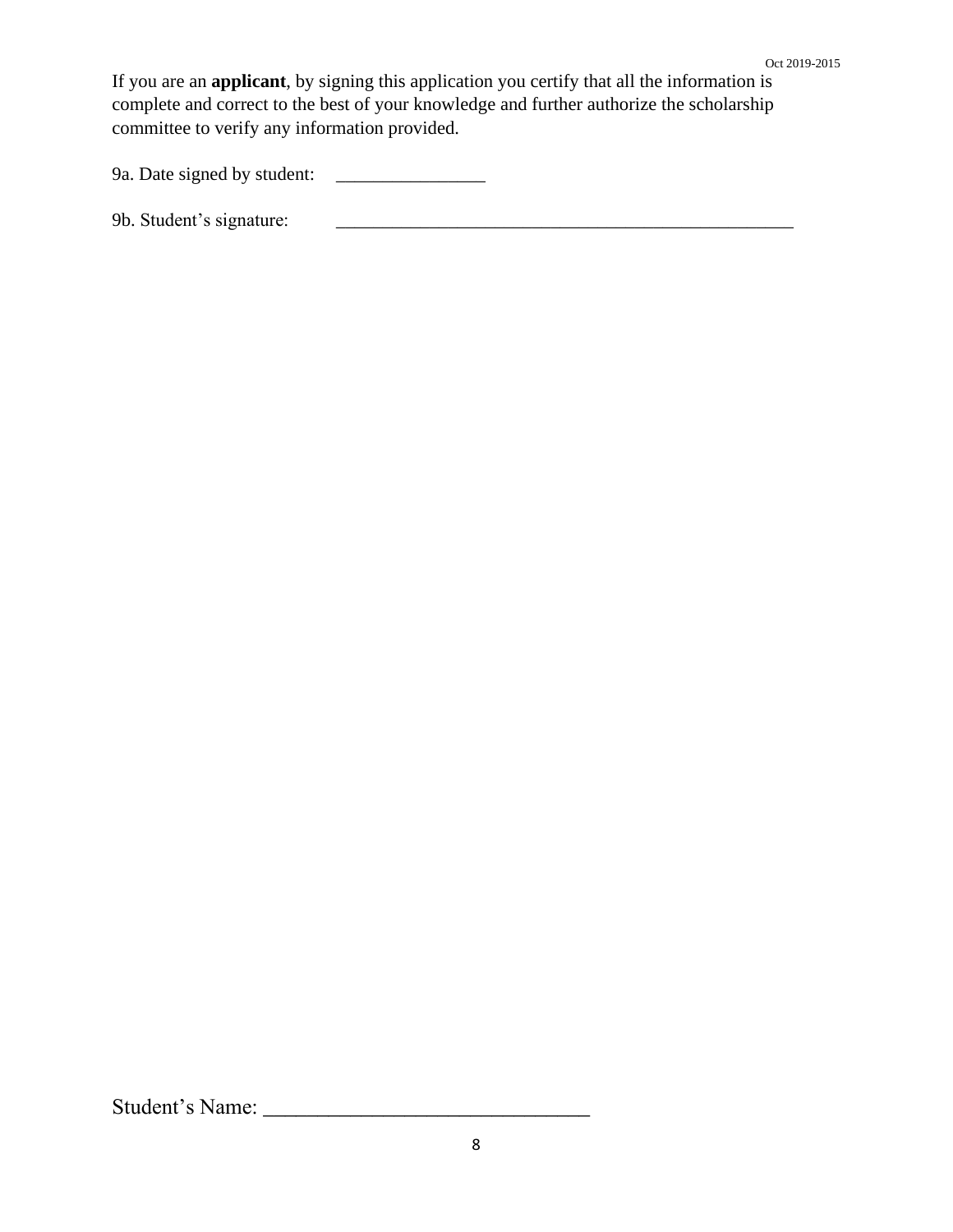If you are an **applicant**, by signing this application you certify that all the information is complete and correct to the best of your knowledge and further authorize the scholarship committee to verify any information provided.

9a. Date signed by student: ________________

9b. Student's signature: __________________________________________________

Student's Name: ______________________________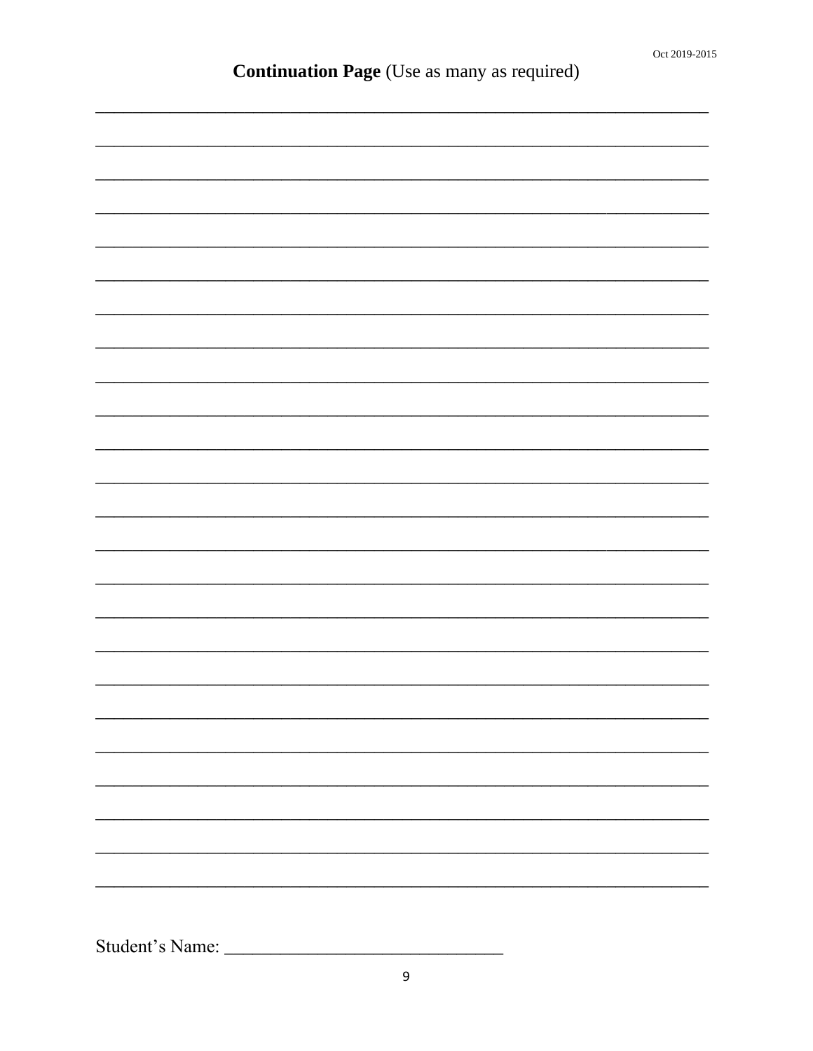## **Continuation Page** (Use as many as required)

______________________________________________________________________

______________________________________________________________________

______________________________________________________________________

______________________________________________________________________

______________________________________________________________________

______________________________________________________________________

______________________________________________________________________

______________________________________________________________________

______________________________________________________________________

______________________________________________________________________

______________________________________________________________________

______________________________________________________________________

______________________________________________________________________

______________________________________________________________________

______________________________________________________________________

______________________________________________________________________

______________________________________________________________________

______________________________________________________________________

______________________________________________________________________

______________________________________________________________________

______________________________________________________________________

______________________________________________________________________

______________________________________________________________________

______________________________________________________________________

Student's Name: ______________________________